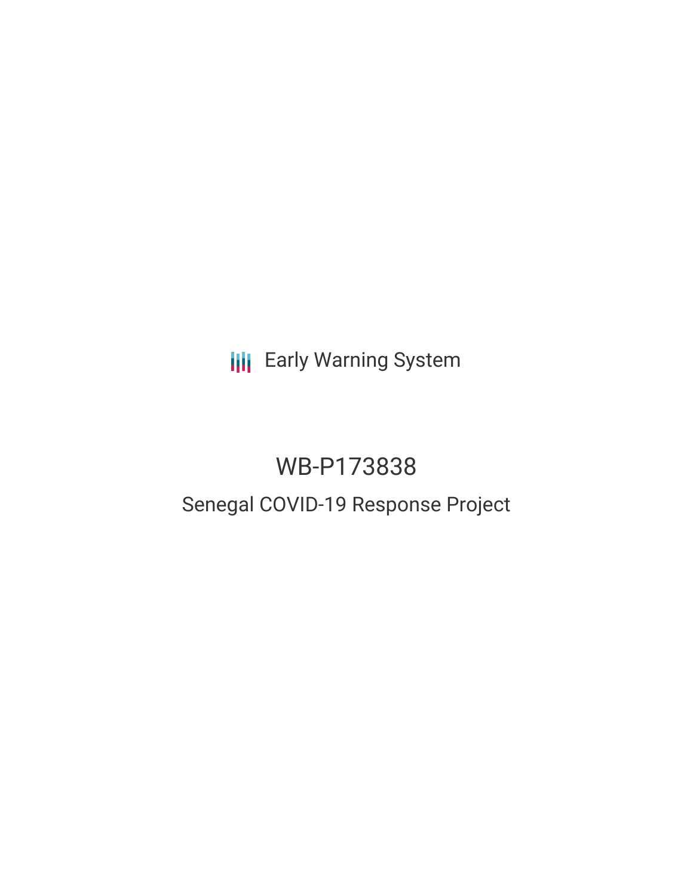Early Warning System

# WB-P173838

## Senegal COVID-19 Response Project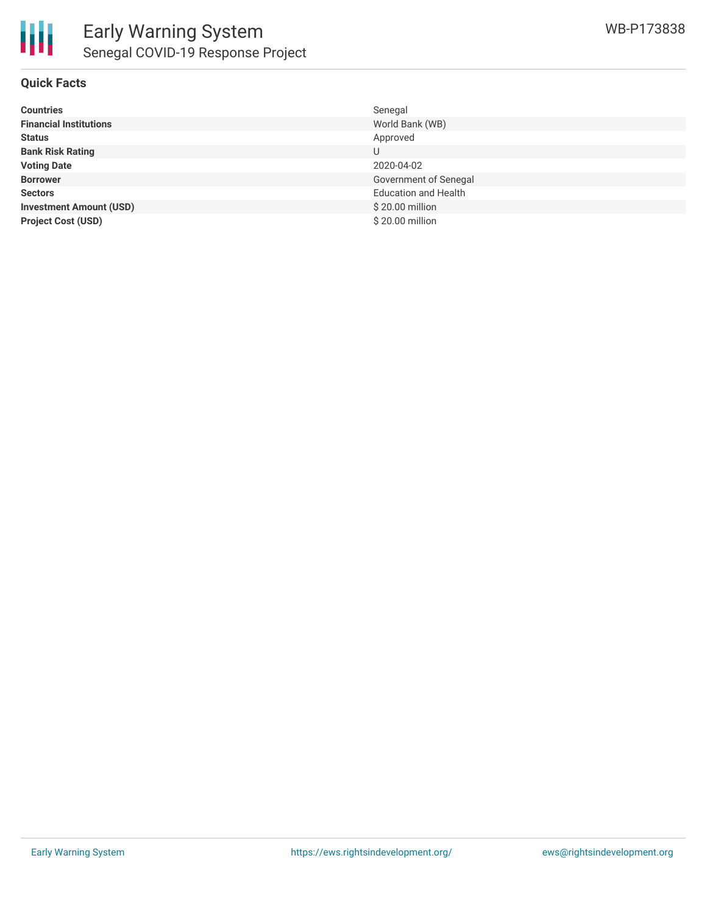## Quick Facts

| | |
|---|---|
| **Countries** | Senegal |
| **Financial Institutions** | World Bank (WB) |
| **Status** | Approved |
| **Bank Risk Rating** | U |
| **Voting Date** | 2020-04-02 |
| **Borrower** | Government of Senegal |
| **Sectors** | Education and Health |
| **Investment Amount (USD)** | $ 20.00 million |
| **Project Cost (USD)** | $ 20.00 million |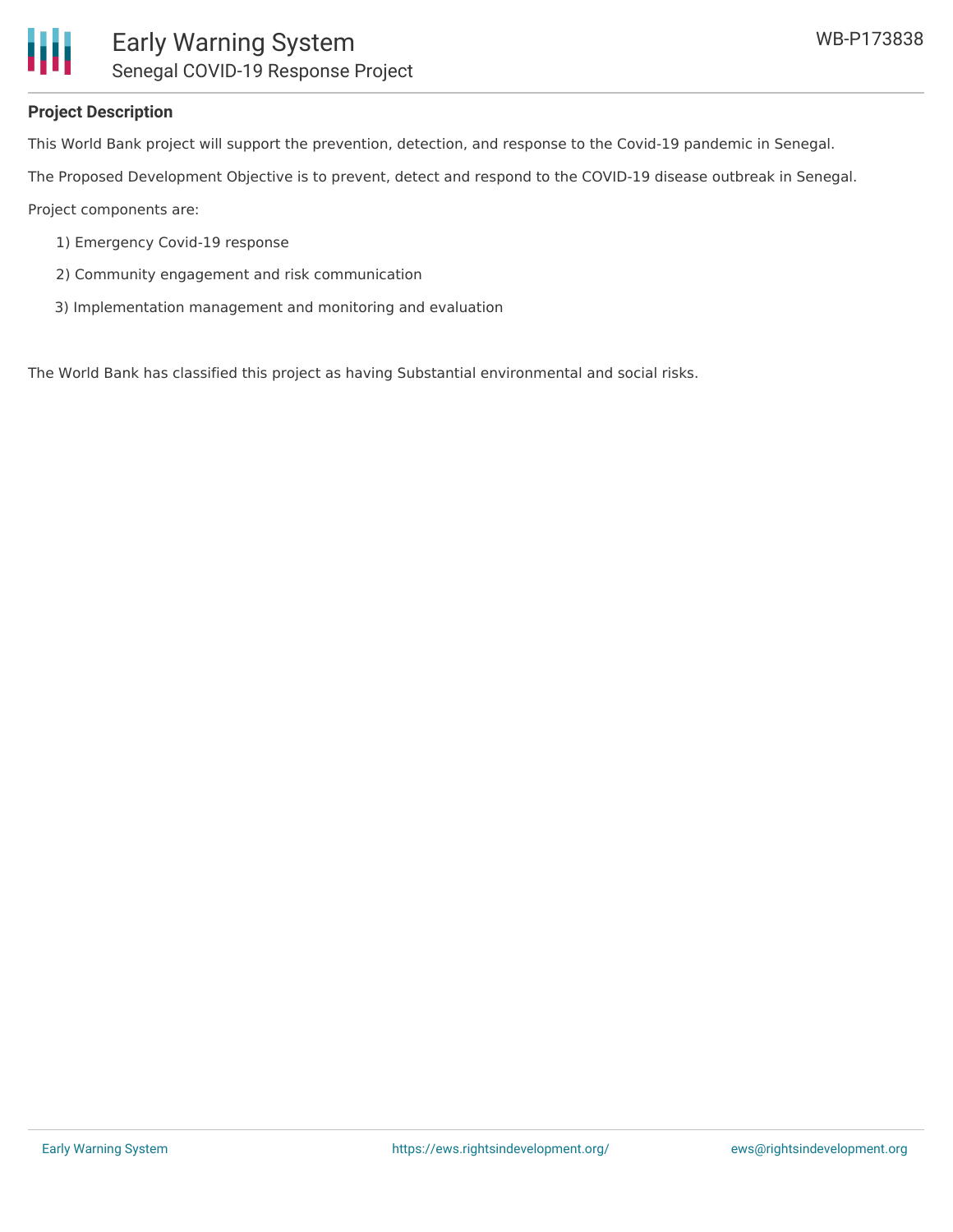**Project Description**

This World Bank project will support the prevention, detection, and response to the Covid-19 pandemic in Senegal.

The Proposed Development Objective is to prevent, detect and respond to the COVID-19 disease outbreak in Senegal.

Project components are:

1) Emergency Covid-19 response
2) Community engagement and risk communication
3) Implementation management and monitoring and evaluation

The World Bank has classified this project as having Substantial environmental and social risks.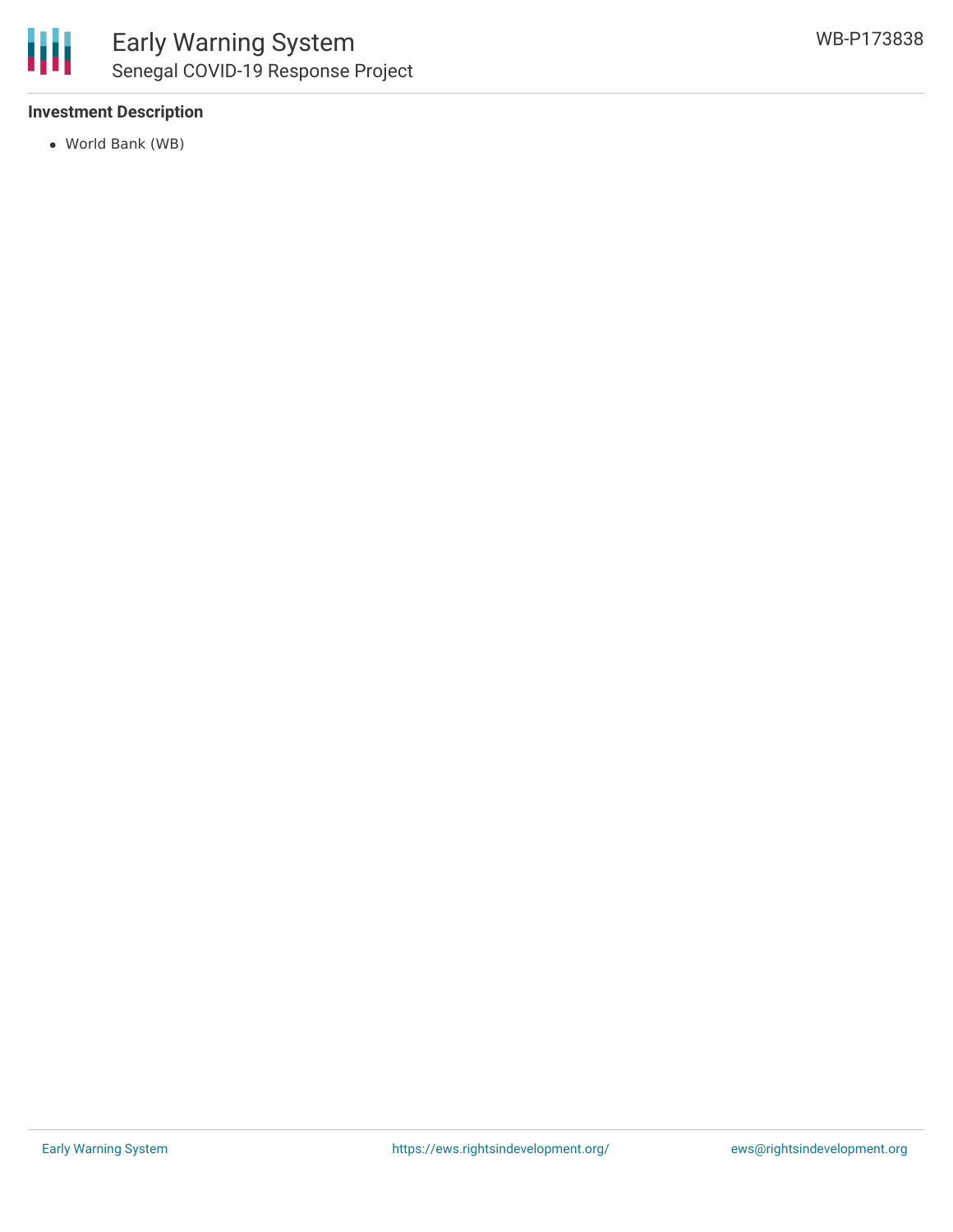**Investment Description**

- World Bank (WB)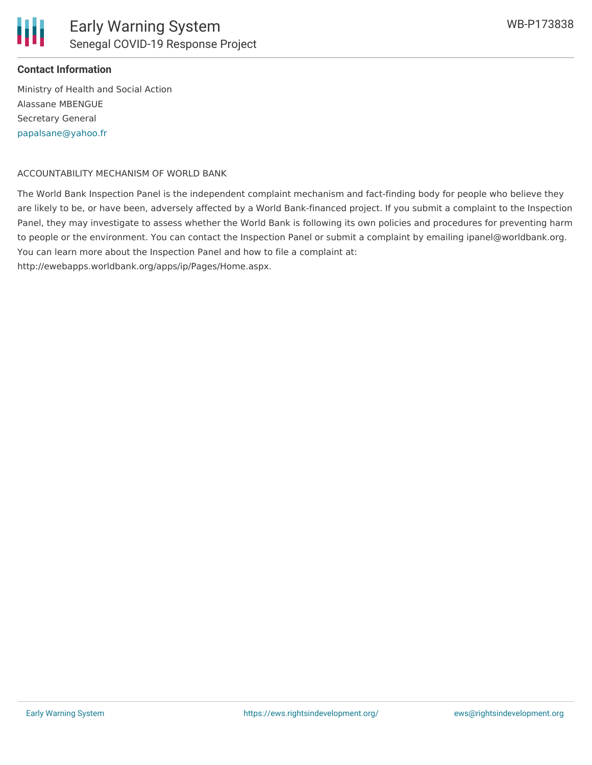**Contact Information**

Ministry of Health and Social Action
Alassane MBENGUE
Secretary General
papalsane@yahoo.fr

ACCOUNTABILITY MECHANISM OF WORLD BANK

The World Bank Inspection Panel is the independent complaint mechanism and fact-finding body for people who believe they are likely to be, or have been, adversely affected by a World Bank-financed project. If you submit a complaint to the Inspection Panel, they may investigate to assess whether the World Bank is following its own policies and procedures for preventing harm to people or the environment. You can contact the Inspection Panel or submit a complaint by emailing ipanel@worldbank.org. You can learn more about the Inspection Panel and how to file a complaint at: http://ewebapps.worldbank.org/apps/ip/Pages/Home.aspx.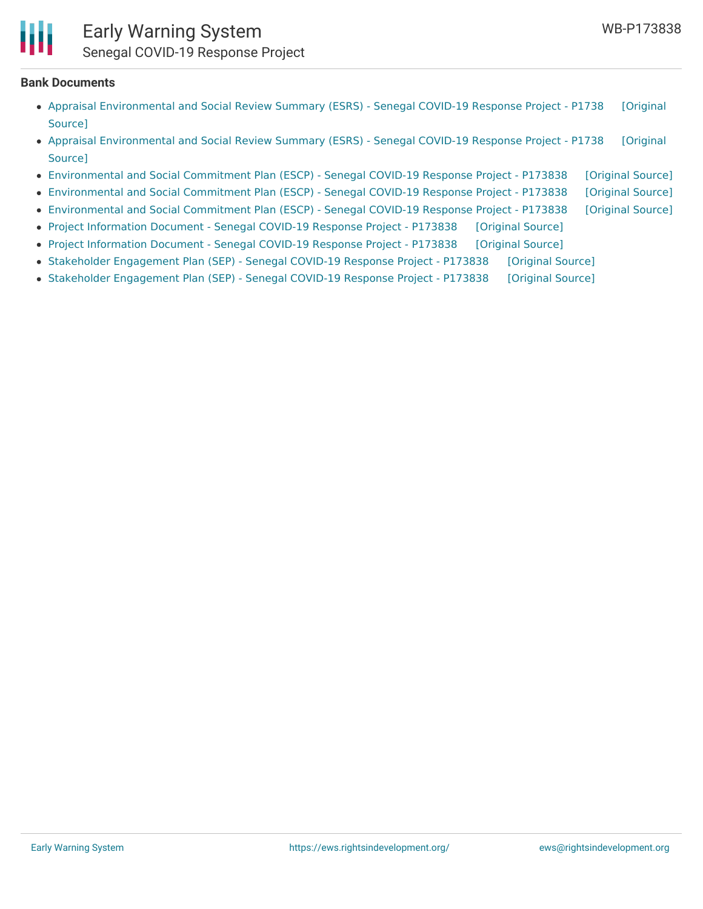**Bank Documents**

- Appraisal Environmental and Social Review Summary (ESRS) - Senegal COVID-19 Response Project - P1738 [Original Source]
- Appraisal Environmental and Social Review Summary (ESRS) - Senegal COVID-19 Response Project - P1738 [Original Source]
- Environmental and Social Commitment Plan (ESCP) - Senegal COVID-19 Response Project - P173838 [Original Source]
- Environmental and Social Commitment Plan (ESCP) - Senegal COVID-19 Response Project - P173838 [Original Source]
- Environmental and Social Commitment Plan (ESCP) - Senegal COVID-19 Response Project - P173838 [Original Source]
- Project Information Document - Senegal COVID-19 Response Project - P173838 [Original Source]
- Project Information Document - Senegal COVID-19 Response Project - P173838 [Original Source]
- Stakeholder Engagement Plan (SEP) - Senegal COVID-19 Response Project - P173838 [Original Source]
- Stakeholder Engagement Plan (SEP) - Senegal COVID-19 Response Project - P173838 [Original Source]